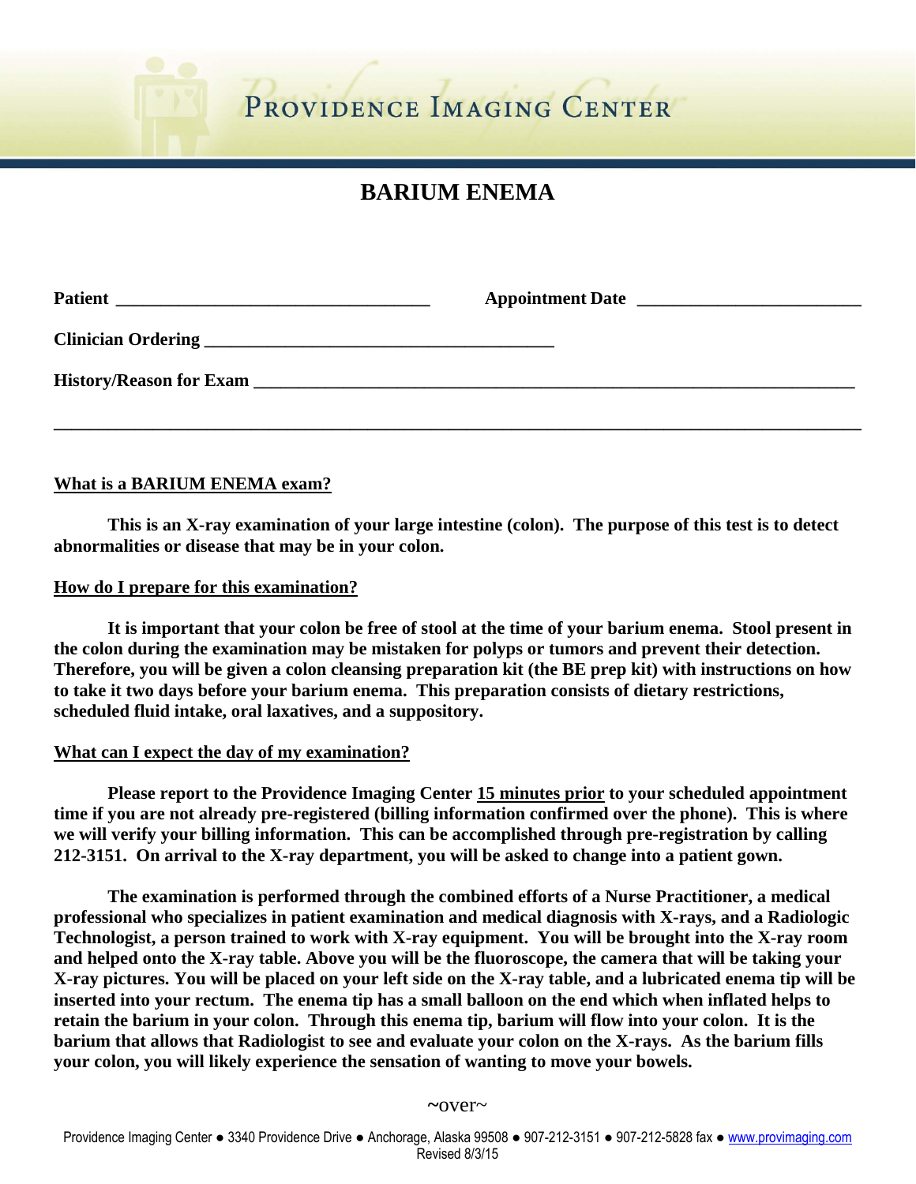PROVIDENCE IMAGING CENTER

# BARIUM ENEMA

**Patient** ___________________________________ **Appointment Date** ________________________

**Clinician Ordering** ______________________________________

**History/Reason for Exam** ___________________________________________________________________

_______________________________________________________________________________________

## What is a BARIUM ENEMA exam?

**This is an X-ray examination of your large intestine (colon). The purpose of this test is to detect abnormalities or disease that may be in your colon.**

## How do I prepare for this examination?

**It is important that your colon be free of stool at the time of your barium enema. Stool present in the colon during the examination may be mistaken for polyps or tumors and prevent their detection. Therefore, you will be given a colon cleansing preparation kit (the BE prep kit) with instructions on how to take it two days before your barium enema. This preparation consists of dietary restrictions, scheduled fluid intake, oral laxatives, and a suppository.**

## What can I expect the day of my examination?

**Please report to the Providence Imaging Center 15 minutes prior to your scheduled appointment time if you are not already pre-registered (billing information confirmed over the phone). This is where we will verify your billing information. This can be accomplished through pre-registration by calling 212-3151. On arrival to the X-ray department, you will be asked to change into a patient gown.**

**The examination is performed through the combined efforts of a Nurse Practitioner, a medical professional who specializes in patient examination and medical diagnosis with X-rays, and a Radiologic Technologist, a person trained to work with X-ray equipment. You will be brought into the X-ray room and helped onto the X-ray table. Above you will be the fluoroscope, the camera that will be taking your X-ray pictures. You will be placed on your left side on the X-ray table, and a lubricated enema tip will be inserted into your rectum. The enema tip has a small balloon on the end which when inflated helps to retain the barium in your colon. Through this enema tip, barium will flow into your colon. It is the barium that allows that Radiologist to see and evaluate your colon on the X-rays. As the barium fills your colon, you will likely experience the sensation of wanting to move your bowels.**

~over~

Providence Imaging Center ● 3340 Providence Drive ● Anchorage, Alaska 99508 ● 907-212-3151 ● 907-212-5828 fax ● www.provimaging.com
Revised 8/3/15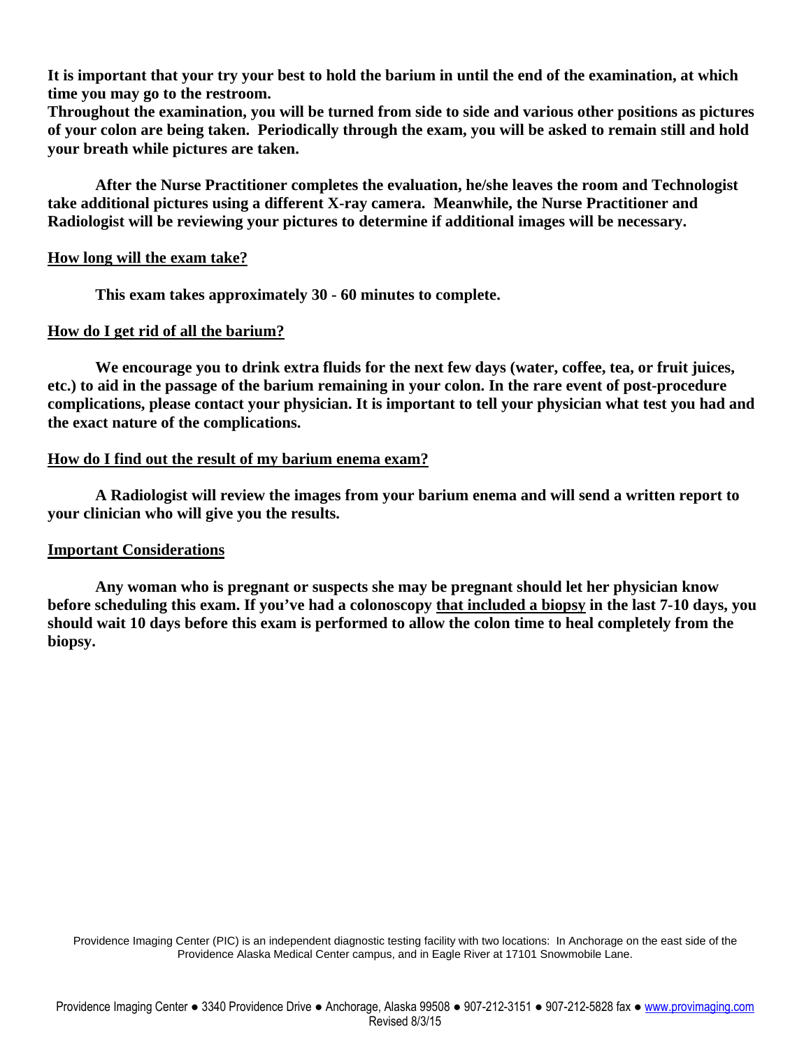**It is important that your try your best to hold the barium in until the end of the examination, at which time you may go to the restroom.**
**Throughout the examination, you will be turned from side to side and various other positions as pictures of your colon are being taken. Periodically through the exam, you will be asked to remain still and hold your breath while pictures are taken.**

**After the Nurse Practitioner completes the evaluation, he/she leaves the room and Technologist take additional pictures using a different X-ray camera. Meanwhile, the Nurse Practitioner and Radiologist will be reviewing your pictures to determine if additional images will be necessary.**

**<u>How long will the exam take?</u>**

**This exam takes approximately 30 - 60 minutes to complete.**

**<u>How do I get rid of all the barium?</u>**

**We encourage you to drink extra fluids for the next few days (water, coffee, tea, or fruit juices, etc.) to aid in the passage of the barium remaining in your colon. In the rare event of post-procedure complications, please contact your physician. It is important to tell your physician what test you had and the exact nature of the complications.**

**<u>How do I find out the result of my barium enema exam?</u>**

**A Radiologist will review the images from your barium enema and will send a written report to your clinician who will give you the results.**

**<u>Important Considerations</u>**

**Any woman who is pregnant or suspects she may be pregnant should let her physician know before scheduling this exam. If you've had a colonoscopy <u>that included a biopsy</u> in the last 7-10 days, you should wait 10 days before this exam is performed to allow the colon time to heal completely from the biopsy.**

Providence Imaging Center (PIC) is an independent diagnostic testing facility with two locations: In Anchorage on the east side of the Providence Alaska Medical Center campus, and in Eagle River at 17101 Snowmobile Lane.

Providence Imaging Center ● 3340 Providence Drive ● Anchorage, Alaska 99508 ● 907-212-3151 ● 907-212-5828 fax ● www.provimaging.com
Revised 8/3/15